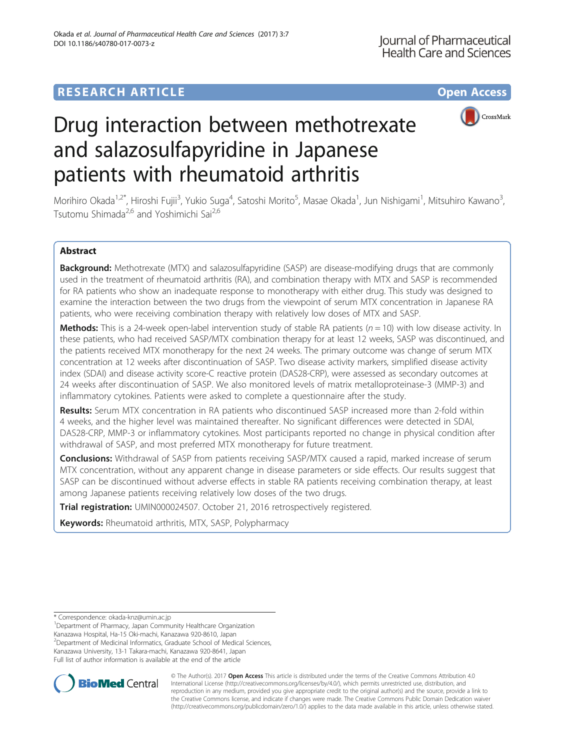RESEARCH ARTICLE

Open Access

# Drug interaction between methotrexate and salazosulfapyridine in Japanese patients with rheumatoid arthritis

Morihiro Okada[1,2*], Hiroshi Fujii[3], Yukio Suga[4], Satoshi Morito[5], Masae Okada[1], Jun Nishigami[1], Mitsuhiro Kawano[3], Tsutomu Shimada[2,6] and Yoshimichi Sai[2,6]

## Abstract

**Background:** Methotrexate (MTX) and salazosulfapyridine (SASP) are disease-modifying drugs that are commonly used in the treatment of rheumatoid arthritis (RA), and combination therapy with MTX and SASP is recommended for RA patients who show an inadequate response to monotherapy with either drug. This study was designed to examine the interaction between the two drugs from the viewpoint of serum MTX concentration in Japanese RA patients, who were receiving combination therapy with relatively low doses of MTX and SASP.

**Methods:** This is a 24-week open-label intervention study of stable RA patients ($n = 10$) with low disease activity. In these patients, who had received SASP/MTX combination therapy for at least 12 weeks, SASP was discontinued, and the patients received MTX monotherapy for the next 24 weeks. The primary outcome was change of serum MTX concentration at 12 weeks after discontinuation of SASP. Two disease activity markers, simplified disease activity index (SDAI) and disease activity score-C reactive protein (DAS28-CRP), were assessed as secondary outcomes at 24 weeks after discontinuation of SASP. We also monitored levels of matrix metalloproteinase-3 (MMP-3) and inflammatory cytokines. Patients were asked to complete a questionnaire after the study.

**Results:** Serum MTX concentration in RA patients who discontinued SASP increased more than 2-fold within 4 weeks, and the higher level was maintained thereafter. No significant differences were detected in SDAI, DAS28-CRP, MMP-3 or inflammatory cytokines. Most participants reported no change in physical condition after withdrawal of SASP, and most preferred MTX monotherapy for future treatment.

**Conclusions:** Withdrawal of SASP from patients receiving SASP/MTX caused a rapid, marked increase of serum MTX concentration, without any apparent change in disease parameters or side effects. Our results suggest that SASP can be discontinued without adverse effects in stable RA patients receiving combination therapy, at least among Japanese patients receiving relatively low doses of the two drugs.

**Trial registration:** UMIN000024507. October 21, 2016 retrospectively registered.

**Keywords:** Rheumatoid arthritis, MTX, SASP, Polypharmacy

---

\* Correspondence: okada-knz@umin.ac.jp

[1]Department of Pharmacy, Japan Community Healthcare Organization Kanazawa Hospital, Ha-15 Oki-machi, Kanazawa 920-8610, Japan

[2]Department of Medicinal Informatics, Graduate School of Medical Sciences, Kanazawa University, 13-1 Takara-machi, Kanazawa 920-8641, Japan

Full list of author information is available at the end of the article

© The Author(s). 2017 **Open Access** This article is distributed under the terms of the Creative Commons Attribution 4.0 International License (http://creativecommons.org/licenses/by/4.0/), which permits unrestricted use, distribution, and reproduction in any medium, provided you give appropriate credit to the original author(s) and the source, provide a link to the Creative Commons license, and indicate if changes were made. The Creative Commons Public Domain Dedication waiver (http://creativecommons.org/publicdomain/zero/1.0/) applies to the data made available in this article, unless otherwise stated.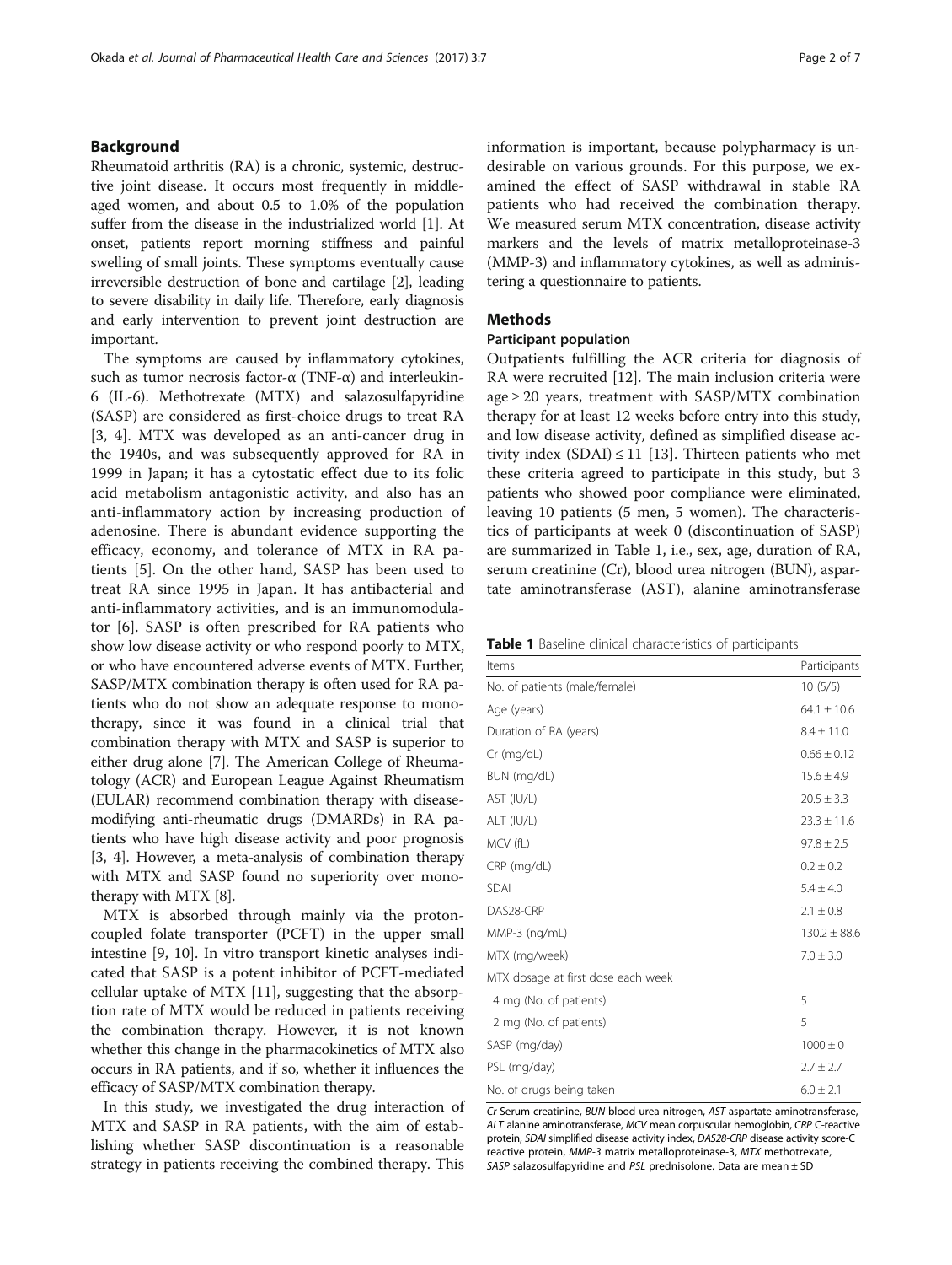## Background

Rheumatoid arthritis (RA) is a chronic, systemic, destructive joint disease. It occurs most frequently in middle-aged women, and about 0.5 to 1.0% of the population suffer from the disease in the industrialized world [1]. At onset, patients report morning stiffness and painful swelling of small joints. These symptoms eventually cause irreversible destruction of bone and cartilage [2], leading to severe disability in daily life. Therefore, early diagnosis and early intervention to prevent joint destruction are important.

The symptoms are caused by inflammatory cytokines, such as tumor necrosis factor-α (TNF-α) and interleukin-6 (IL-6). Methotrexate (MTX) and salazosulfapyridine (SASP) are considered as first-choice drugs to treat RA [3, 4]. MTX was developed as an anti-cancer drug in the 1940s, and was subsequently approved for RA in 1999 in Japan; it has a cytostatic effect due to its folic acid metabolism antagonistic activity, and also has an anti-inflammatory action by increasing production of adenosine. There is abundant evidence supporting the efficacy, economy, and tolerance of MTX in RA patients [5]. On the other hand, SASP has been used to treat RA since 1995 in Japan. It has antibacterial and anti-inflammatory activities, and is an immunomodulator [6]. SASP is often prescribed for RA patients who show low disease activity or who respond poorly to MTX, or who have encountered adverse events of MTX. Further, SASP/MTX combination therapy is often used for RA patients who do not show an adequate response to monotherapy, since it was found in a clinical trial that combination therapy with MTX and SASP is superior to either drug alone [7]. The American College of Rheumatology (ACR) and European League Against Rheumatism (EULAR) recommend combination therapy with disease-modifying anti-rheumatic drugs (DMARDs) in RA patients who have high disease activity and poor prognosis [3, 4]. However, a meta-analysis of combination therapy with MTX and SASP found no superiority over monotherapy with MTX [8].

MTX is absorbed through mainly via the proton-coupled folate transporter (PCFT) in the upper small intestine [9, 10]. In vitro transport kinetic analyses indicated that SASP is a potent inhibitor of PCFT-mediated cellular uptake of MTX [11], suggesting that the absorption rate of MTX would be reduced in patients receiving the combination therapy. However, it is not known whether this change in the pharmacokinetics of MTX also occurs in RA patients, and if so, whether it influences the efficacy of SASP/MTX combination therapy.

In this study, we investigated the drug interaction of MTX and SASP in RA patients, with the aim of establishing whether SASP discontinuation is a reasonable strategy in patients receiving the combined therapy. This information is important, because polypharmacy is undesirable on various grounds. For this purpose, we examined the effect of SASP withdrawal in stable RA patients who had received the combination therapy. We measured serum MTX concentration, disease activity markers and the levels of matrix metalloproteinase-3 (MMP-3) and inflammatory cytokines, as well as administering a questionnaire to patients.

## Methods

### Participant population

Outpatients fulfilling the ACR criteria for diagnosis of RA were recruited [12]. The main inclusion criteria were age ≥ 20 years, treatment with SASP/MTX combination therapy for at least 12 weeks before entry into this study, and low disease activity, defined as simplified disease activity index (SDAI) ≤ 11 [13]. Thirteen patients who met these criteria agreed to participate in this study, but 3 patients who showed poor compliance were eliminated, leaving 10 patients (5 men, 5 women). The characteristics of participants at week 0 (discontinuation of SASP) are summarized in Table 1, i.e., sex, age, duration of RA, serum creatinine (Cr), blood urea nitrogen (BUN), aspartate aminotransferase (AST), alanine aminotransferase

**Table 1** Baseline clinical characteristics of participants

| Items | Participants |
|---|---|
| No. of patients (male/female) | 10 (5/5) |
| Age (years) | 64.1 ± 10.6 |
| Duration of RA (years) | 8.4 ± 11.0 |
| Cr (mg/dL) | 0.66 ± 0.12 |
| BUN (mg/dL) | 15.6 ± 4.9 |
| AST (IU/L) | 20.5 ± 3.3 |
| ALT (IU/L) | 23.3 ± 11.6 |
| MCV (fL) | 97.8 ± 2.5 |
| CRP (mg/dL) | 0.2 ± 0.2 |
| SDAI | 5.4 ± 4.0 |
| DAS28-CRP | 2.1 ± 0.8 |
| MMP-3 (ng/mL) | 130.2 ± 88.6 |
| MTX (mg/week) | 7.0 ± 3.0 |
| MTX dosage at first dose each week | |
| 4 mg (No. of patients) | 5 |
| 2 mg (No. of patients) | 5 |
| SASP (mg/day) | 1000 ± 0 |
| PSL (mg/day) | 2.7 ± 2.7 |
| No. of drugs being taken | 6.0 ± 2.1 |

*Cr* Serum creatinine, *BUN* blood urea nitrogen, *AST* aspartate aminotransferase, *ALT* alanine aminotransferase, *MCV* mean corpuscular hemoglobin, *CRP* C-reactive protein, *SDAI* simplified disease activity index, *DAS28-CRP* disease activity score-C reactive protein, *MMP-3* matrix metalloproteinase-3, *MTX* methotrexate, *SASP* salazosulfapyridine and *PSL* prednisolone. Data are mean ± SD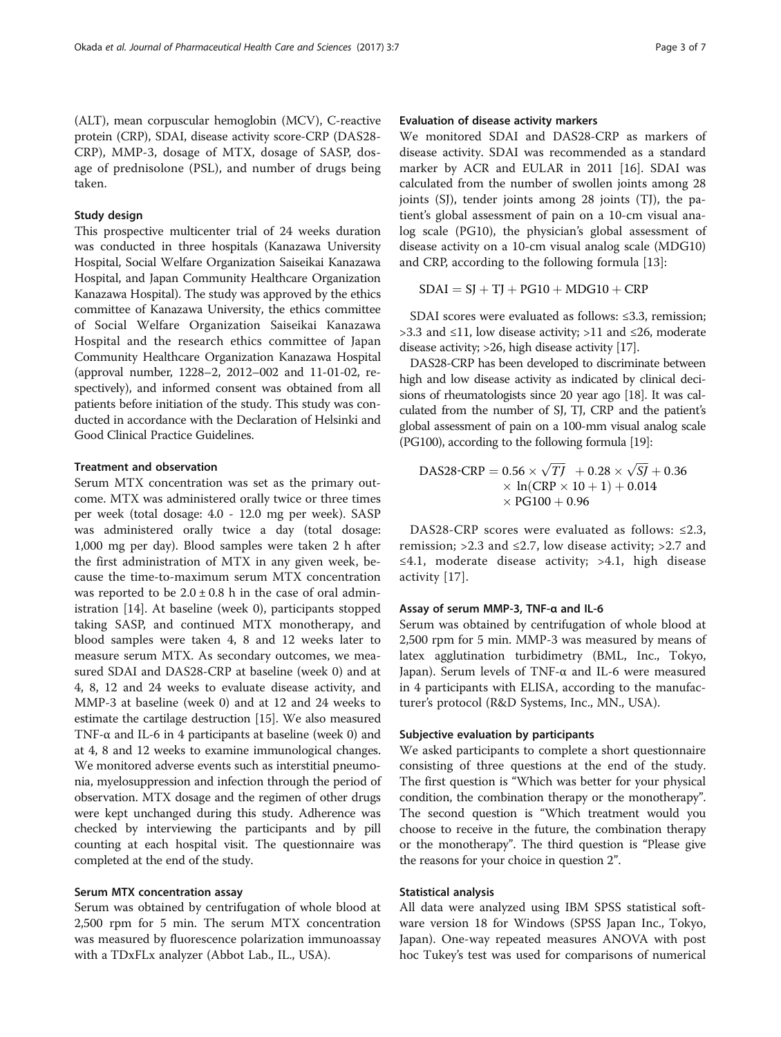(ALT), mean corpuscular hemoglobin (MCV), C-reactive protein (CRP), SDAI, disease activity score-CRP (DAS28-CRP), MMP-3, dosage of MTX, dosage of SASP, dosage of prednisolone (PSL), and number of drugs being taken.

### Study design

This prospective multicenter trial of 24 weeks duration was conducted in three hospitals (Kanazawa University Hospital, Social Welfare Organization Saiseikai Kanazawa Hospital, and Japan Community Healthcare Organization Kanazawa Hospital). The study was approved by the ethics committee of Kanazawa University, the ethics committee of Social Welfare Organization Saiseikai Kanazawa Hospital and the research ethics committee of Japan Community Healthcare Organization Kanazawa Hospital (approval number, 1228–2, 2012–002 and 11-01-02, respectively), and informed consent was obtained from all patients before initiation of the study. This study was conducted in accordance with the Declaration of Helsinki and Good Clinical Practice Guidelines.

### Treatment and observation

Serum MTX concentration was set as the primary outcome. MTX was administered orally twice or three times per week (total dosage: 4.0 - 12.0 mg per week). SASP was administered orally twice a day (total dosage: 1,000 mg per day). Blood samples were taken 2 h after the first administration of MTX in any given week, because the time-to-maximum serum MTX concentration was reported to be $2.0 \pm 0.8$ h in the case of oral administration [14]. At baseline (week 0), participants stopped taking SASP, and continued MTX monotherapy, and blood samples were taken 4, 8 and 12 weeks later to measure serum MTX. As secondary outcomes, we measured SDAI and DAS28-CRP at baseline (week 0) and at 4, 8, 12 and 24 weeks to evaluate disease activity, and MMP-3 at baseline (week 0) and at 12 and 24 weeks to estimate the cartilage destruction [15]. We also measured TNF-α and IL-6 in 4 participants at baseline (week 0) and at 4, 8 and 12 weeks to examine immunological changes. We monitored adverse events such as interstitial pneumonia, myelosuppression and infection through the period of observation. MTX dosage and the regimen of other drugs were kept unchanged during this study. Adherence was checked by interviewing the participants and by pill counting at each hospital visit. The questionnaire was completed at the end of the study.

### Serum MTX concentration assay

Serum was obtained by centrifugation of whole blood at 2,500 rpm for 5 min. The serum MTX concentration was measured by fluorescence polarization immunoassay with a TDxFLx analyzer (Abbot Lab., IL., USA).

### Evaluation of disease activity markers

We monitored SDAI and DAS28-CRP as markers of disease activity. SDAI was recommended as a standard marker by ACR and EULAR in 2011 [16]. SDAI was calculated from the number of swollen joints among 28 joints (SJ), tender joints among 28 joints (TJ), the patient's global assessment of pain on a 10-cm visual analog scale (PG10), the physician's global assessment of disease activity on a 10-cm visual analog scale (MDG10) and CRP, according to the following formula [13]:

$$\mathrm{SDAI} = \mathrm{SJ} + \mathrm{TJ} + \mathrm{PG10} + \mathrm{MDG10} + \mathrm{CRP}$$

SDAI scores were evaluated as follows: ≤3.3, remission; >3.3 and ≤11, low disease activity; >11 and ≤26, moderate disease activity; >26, high disease activity [17].

DAS28-CRP has been developed to discriminate between high and low disease activity as indicated by clinical decisions of rheumatologists since 20 year ago [18]. It was calculated from the number of SJ, TJ, CRP and the patient's global assessment of pain on a 100-mm visual analog scale (PG100), according to the following formula [19]:

$$\text{DAS28-CRP} = 0.56 \times \sqrt{TJ} + 0.28 \times \sqrt{SJ} + 0.36 \times \ln(\mathrm{CRP} \times 10 + 1) + 0.014 \times \mathrm{PG100} + 0.96$$

DAS28-CRP scores were evaluated as follows: ≤2.3, remission; >2.3 and ≤2.7, low disease activity; >2.7 and ≤4.1, moderate disease activity; >4.1, high disease activity [17].

### Assay of serum MMP-3, TNF-α and IL-6

Serum was obtained by centrifugation of whole blood at 2,500 rpm for 5 min. MMP-3 was measured by means of latex agglutination turbidimetry (BML, Inc., Tokyo, Japan). Serum levels of TNF-α and IL-6 were measured in 4 participants with ELISA, according to the manufacturer's protocol (R&D Systems, Inc., MN., USA).

### Subjective evaluation by participants

We asked participants to complete a short questionnaire consisting of three questions at the end of the study. The first question is "Which was better for your physical condition, the combination therapy or the monotherapy". The second question is "Which treatment would you choose to receive in the future, the combination therapy or the monotherapy". The third question is "Please give the reasons for your choice in question 2".

### Statistical analysis

All data were analyzed using IBM SPSS statistical software version 18 for Windows (SPSS Japan Inc., Tokyo, Japan). One-way repeated measures ANOVA with post hoc Tukey's test was used for comparisons of numerical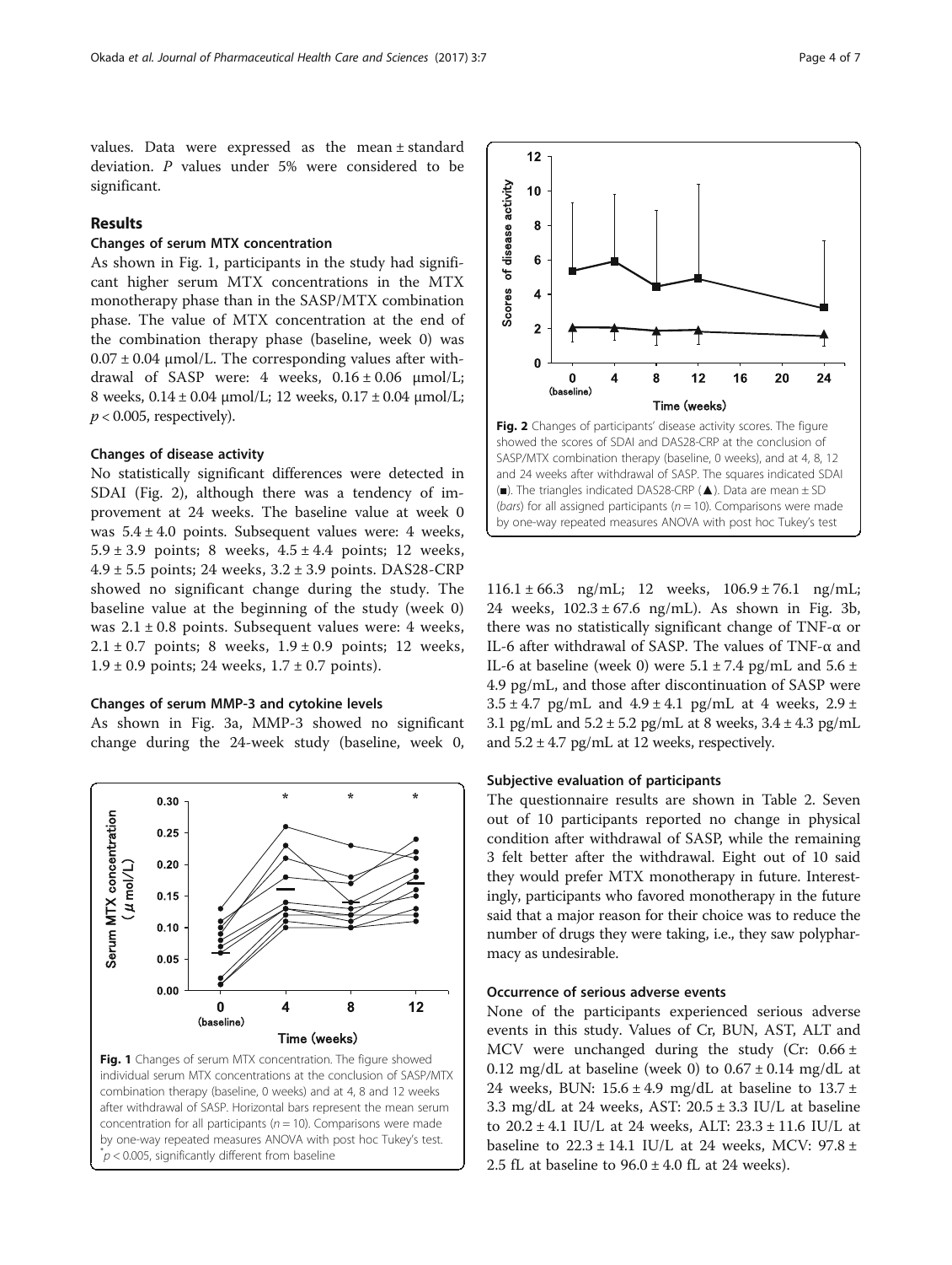values. Data were expressed as the mean ± standard deviation. *P* values under 5% were considered to be significant.

## Results

### Changes of serum MTX concentration

As shown in Fig. 1, participants in the study had significant higher serum MTX concentrations in the MTX monotherapy phase than in the SASP/MTX combination phase. The value of MTX concentration at the end of the combination therapy phase (baseline, week 0) was 0.07 ± 0.04 μmol/L. The corresponding values after withdrawal of SASP were: 4 weeks, 0.16 ± 0.06 μmol/L; 8 weeks, 0.14 ± 0.04 μmol/L; 12 weeks, 0.17 ± 0.04 μmol/L; $p < 0.005$, respectively).

### Changes of disease activity

No statistically significant differences were detected in SDAI (Fig. 2), although there was a tendency of improvement at 24 weeks. The baseline value at week 0 was 5.4 ± 4.0 points. Subsequent values were: 4 weeks, 5.9 ± 3.9 points; 8 weeks, 4.5 ± 4.4 points; 12 weeks, 4.9 ± 5.5 points; 24 weeks, 3.2 ± 3.9 points. DAS28-CRP showed no significant change during the study. The baseline value at the beginning of the study (week 0) was 2.1 ± 0.8 points. Subsequent values were: 4 weeks, 2.1 ± 0.7 points; 8 weeks, 1.9 ± 0.9 points; 12 weeks, 1.9 ± 0.9 points; 24 weeks, 1.7 ± 0.7 points).

### Changes of serum MMP-3 and cytokine levels

As shown in Fig. 3a, MMP-3 showed no significant change during the 24-week study (baseline, week 0, 116.1 ± 66.3 ng/mL; 12 weeks, 106.9 ± 76.1 ng/mL; 24 weeks, 102.3 ± 67.6 ng/mL). As shown in Fig. 3b, there was no statistically significant change of TNF-α or IL-6 after withdrawal of SASP. The values of TNF-α and IL-6 at baseline (week 0) were 5.1 ± 7.4 pg/mL and 5.6 ± 4.9 pg/mL, and those after discontinuation of SASP were 3.5 ± 4.7 pg/mL and 4.9 ± 4.1 pg/mL at 4 weeks, 2.9 ± 3.1 pg/mL and 5.2 ± 5.2 pg/mL at 8 weeks, 3.4 ± 4.3 pg/mL and 5.2 ± 4.7 pg/mL at 12 weeks, respectively.

**Fig. 1** Changes of serum MTX concentration. The figure showed individual serum MTX concentrations at the conclusion of SASP/MTX combination therapy (baseline, 0 weeks) and at 4, 8 and 12 weeks after withdrawal of SASP. Horizontal bars represent the mean serum concentration for all participants ($n = 10$). Comparisons were made by one-way repeated measures ANOVA with post hoc Tukey's test. *$p < 0.005$, significantly different from baseline

**Fig. 2** Changes of participants' disease activity scores. The figure showed the scores of SDAI and DAS28-CRP at the conclusion of SASP/MTX combination therapy (baseline, 0 weeks), and at 4, 8, 12 and 24 weeks after withdrawal of SASP. The squares indicated SDAI (■). The triangles indicated DAS28-CRP (▲). Data are mean ± SD (*bars*) for all assigned participants ($n = 10$). Comparisons were made by one-way repeated measures ANOVA with post hoc Tukey's test

### Subjective evaluation of participants

The questionnaire results are shown in Table 2. Seven out of 10 participants reported no change in physical condition after withdrawal of SASP, while the remaining 3 felt better after the withdrawal. Eight out of 10 said they would prefer MTX monotherapy in future. Interestingly, participants who favored monotherapy in the future said that a major reason for their choice was to reduce the number of drugs they were taking, i.e., they saw polypharmacy as undesirable.

### Occurrence of serious adverse events

None of the participants experienced serious adverse events in this study. Values of Cr, BUN, AST, ALT and MCV were unchanged during the study (Cr: 0.66 ± 0.12 mg/dL at baseline (week 0) to 0.67 ± 0.14 mg/dL at 24 weeks, BUN: 15.6 ± 4.9 mg/dL at baseline to 13.7 ± 3.3 mg/dL at 24 weeks, AST: 20.5 ± 3.3 IU/L at baseline to 20.2 ± 4.1 IU/L at 24 weeks, ALT: 23.3 ± 11.6 IU/L at baseline to 22.3 ± 14.1 IU/L at 24 weeks, MCV: 97.8 ± 2.5 fL at baseline to 96.0 ± 4.0 fL at 24 weeks).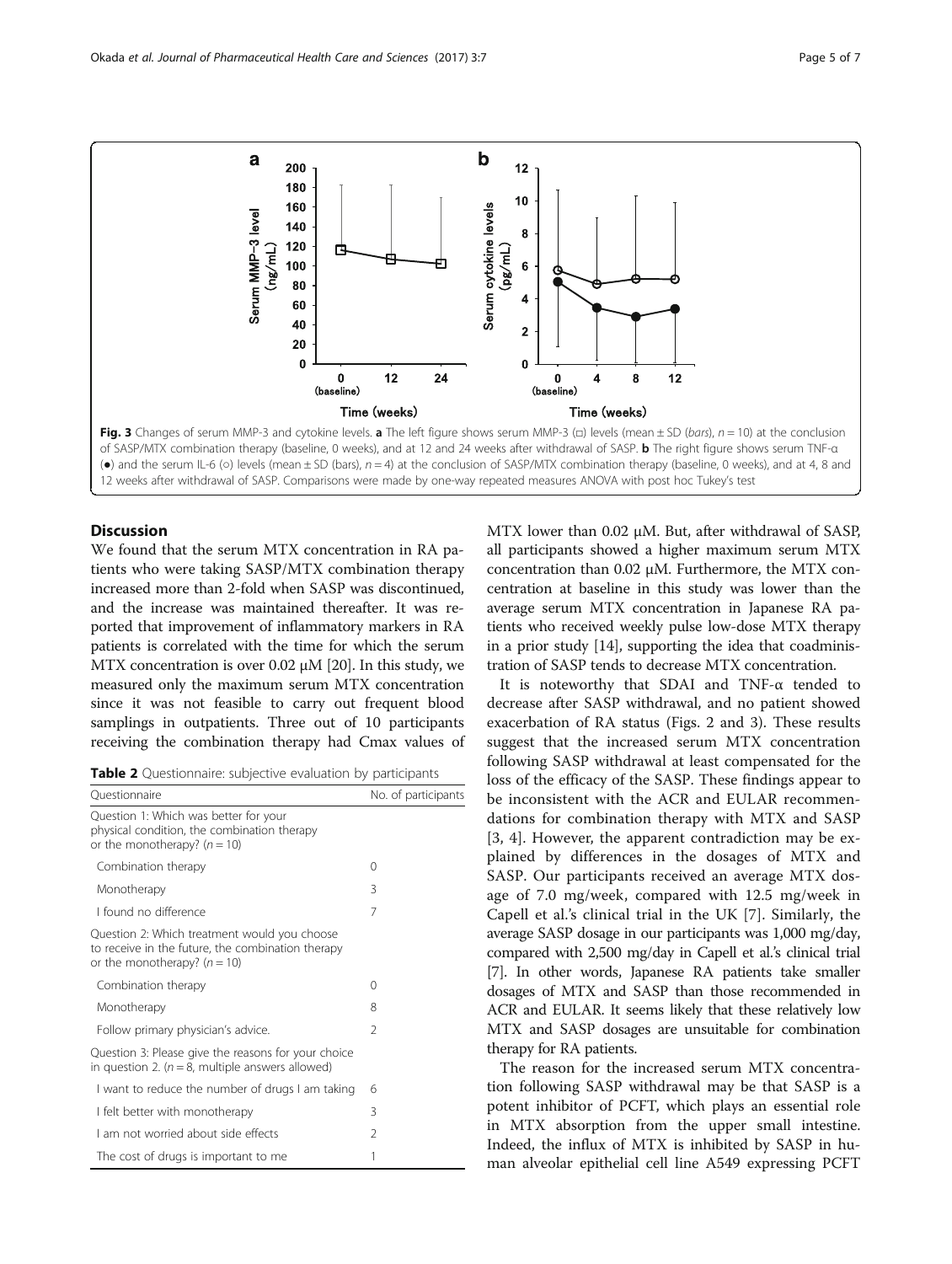Fig. 3 Changes of serum MMP-3 and cytokine levels. **a** The left figure shows serum MMP-3 (□) levels (mean ± SD (*bars*), *n* = 10) at the conclusion of SASP/MTX combination therapy (baseline, 0 weeks), and at 12 and 24 weeks after withdrawal of SASP. **b** The right figure shows serum TNF-α (●) and the serum IL-6 (○) levels (mean ± SD (bars), *n* = 4) at the conclusion of SASP/MTX combination therapy (baseline, 0 weeks), and at 4, 8 and 12 weeks after withdrawal of SASP. Comparisons were made by one-way repeated measures ANOVA with post hoc Tukey's test

## Discussion

We found that the serum MTX concentration in RA patients who were taking SASP/MTX combination therapy increased more than 2-fold when SASP was discontinued, and the increase was maintained thereafter. It was reported that improvement of inflammatory markers in RA patients is correlated with the time for which the serum MTX concentration is over 0.02 μM [20]. In this study, we measured only the maximum serum MTX concentration since it was not feasible to carry out frequent blood samplings in outpatients. Three out of 10 participants receiving the combination therapy had Cmax values of MTX lower than 0.02 μM. But, after withdrawal of SASP, all participants showed a higher maximum serum MTX concentration than 0.02 μM. Furthermore, the MTX concentration at baseline in this study was lower than the average serum MTX concentration in Japanese RA patients who received weekly pulse low-dose MTX therapy in a prior study [14], supporting the idea that coadministration of SASP tends to decrease MTX concentration.

**Table 2** Questionnaire: subjective evaluation by participants

| Questionnaire | No. of participants |
|---|---|
| Question 1: Which was better for your physical condition, the combination therapy or the monotherapy? ($n = 10$) | |
| Combination therapy | 0 |
| Monotherapy | 3 |
| I found no difference | 7 |
| Question 2: Which treatment would you choose to receive in the future, the combination therapy or the monotherapy? ($n = 10$) | |
| Combination therapy | 0 |
| Monotherapy | 8 |
| Follow primary physician's advice. | 2 |
| Question 3: Please give the reasons for your choice in question 2. ($n = 8$, multiple answers allowed) | |
| I want to reduce the number of drugs I am taking | 6 |
| I felt better with monotherapy | 3 |
| I am not worried about side effects | 2 |
| The cost of drugs is important to me | 1 |

It is noteworthy that SDAI and TNF-α tended to decrease after SASP withdrawal, and no patient showed exacerbation of RA status (Figs. 2 and 3). These results suggest that the increased serum MTX concentration following SASP withdrawal at least compensated for the loss of the efficacy of the SASP. These findings appear to be inconsistent with the ACR and EULAR recommendations for combination therapy with MTX and SASP [3, 4]. However, the apparent contradiction may be explained by differences in the dosages of MTX and SASP. Our participants received an average MTX dosage of 7.0 mg/week, compared with 12.5 mg/week in Capell et al.'s clinical trial in the UK [7]. Similarly, the average SASP dosage in our participants was 1,000 mg/day, compared with 2,500 mg/day in Capell et al.'s clinical trial [7]. In other words, Japanese RA patients take smaller dosages of MTX and SASP than those recommended in ACR and EULAR. It seems likely that these relatively low MTX and SASP dosages are unsuitable for combination therapy for RA patients.

The reason for the increased serum MTX concentration following SASP withdrawal may be that SASP is a potent inhibitor of PCFT, which plays an essential role in MTX absorption from the upper small intestine. Indeed, the influx of MTX is inhibited by SASP in human alveolar epithelial cell line A549 expressing PCFT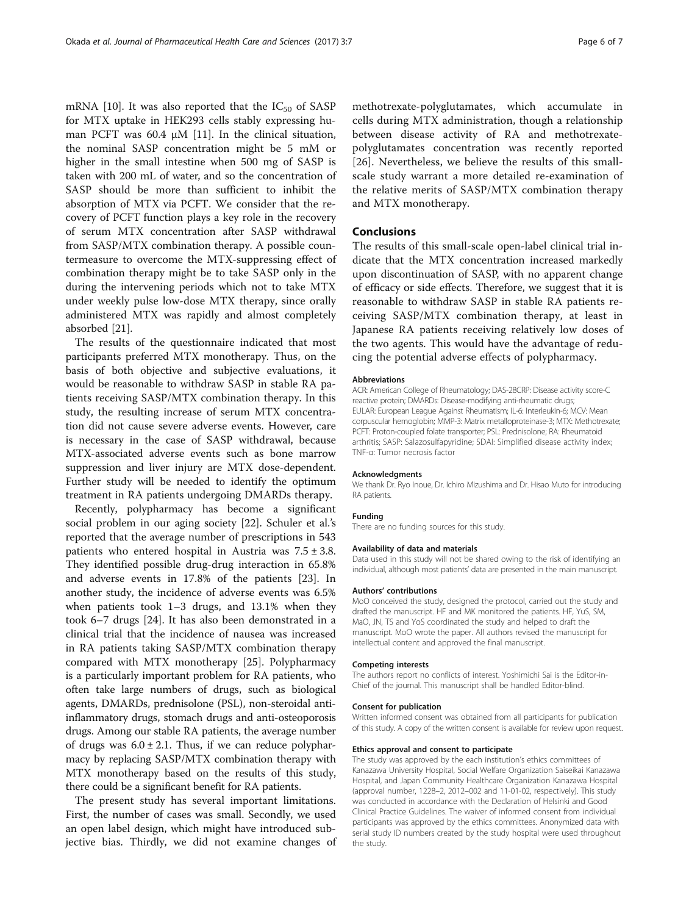mRNA [10]. It was also reported that the $IC_{50}$ of SASP for MTX uptake in HEK293 cells stably expressing human PCFT was 60.4 μM [11]. In the clinical situation, the nominal SASP concentration might be 5 mM or higher in the small intestine when 500 mg of SASP is taken with 200 mL of water, and so the concentration of SASP should be more than sufficient to inhibit the absorption of MTX via PCFT. We consider that the recovery of PCFT function plays a key role in the recovery of serum MTX concentration after SASP withdrawal from SASP/MTX combination therapy. A possible countermeasure to overcome the MTX-suppressing effect of combination therapy might be to take SASP only in the during the intervening periods which not to take MTX under weekly pulse low-dose MTX therapy, since orally administered MTX was rapidly and almost completely absorbed [21].

The results of the questionnaire indicated that most participants preferred MTX monotherapy. Thus, on the basis of both objective and subjective evaluations, it would be reasonable to withdraw SASP in stable RA patients receiving SASP/MTX combination therapy. In this study, the resulting increase of serum MTX concentration did not cause severe adverse events. However, care is necessary in the case of SASP withdrawal, because MTX-associated adverse events such as bone marrow suppression and liver injury are MTX dose-dependent. Further study will be needed to identify the optimum treatment in RA patients undergoing DMARDs therapy.

Recently, polypharmacy has become a significant social problem in our aging society [22]. Schuler et al.'s reported that the average number of prescriptions in 543 patients who entered hospital in Austria was 7.5 ± 3.8. They identified possible drug-drug interaction in 65.8% and adverse events in 17.8% of the patients [23]. In another study, the incidence of adverse events was 6.5% when patients took 1–3 drugs, and 13.1% when they took 6–7 drugs [24]. It has also been demonstrated in a clinical trial that the incidence of nausea was increased in RA patients taking SASP/MTX combination therapy compared with MTX monotherapy [25]. Polypharmacy is a particularly important problem for RA patients, who often take large numbers of drugs, such as biological agents, DMARDs, prednisolone (PSL), non-steroidal anti-inflammatory drugs, stomach drugs and anti-osteoporosis drugs. Among our stable RA patients, the average number of drugs was 6.0 ± 2.1. Thus, if we can reduce polypharmacy by replacing SASP/MTX combination therapy with MTX monotherapy based on the results of this study, there could be a significant benefit for RA patients.

The present study has several important limitations. First, the number of cases was small. Secondly, we used an open label design, which might have introduced subjective bias. Thirdly, we did not examine changes of methotrexate-polyglutamates, which accumulate in cells during MTX administration, though a relationship between disease activity of RA and methotrexate-polyglutamates concentration was recently reported [26]. Nevertheless, we believe the results of this small-scale study warrant a more detailed re-examination of the relative merits of SASP/MTX combination therapy and MTX monotherapy.

## Conclusions

The results of this small-scale open-label clinical trial indicate that the MTX concentration increased markedly upon discontinuation of SASP, with no apparent change of efficacy or side effects. Therefore, we suggest that it is reasonable to withdraw SASP in stable RA patients receiving SASP/MTX combination therapy, at least in Japanese RA patients receiving relatively low doses of the two agents. This would have the advantage of reducing the potential adverse effects of polypharmacy.

#### Abbreviations

ACR: American College of Rheumatology; DAS-28CRP: Disease activity score-C reactive protein; DMARDs: Disease-modifying anti-rheumatic drugs; EULAR: European League Against Rheumatism; IL-6: Interleukin-6; MCV: Mean corpuscular hemoglobin; MMP-3: Matrix metalloproteinase-3; MTX: Methotrexate; PCFT: Proton-coupled folate transporter; PSL: Prednisolone; RA: Rheumatoid arthritis; SASP: Salazosulfapyridine; SDAI: Simplified disease activity index; TNF-α: Tumor necrosis factor

#### Acknowledgments

We thank Dr. Ryo Inoue, Dr. Ichiro Mizushima and Dr. Hisao Muto for introducing RA patients.

#### Funding

There are no funding sources for this study.

#### Availability of data and materials

Data used in this study will not be shared owing to the risk of identifying an individual, although most patients' data are presented in the main manuscript.

#### Authors' contributions

MoO conceived the study, designed the protocol, carried out the study and drafted the manuscript. HF and MK monitored the patients. HF, YuS, SM, MaO, JN, TS and YoS coordinated the study and helped to draft the manuscript. MoO wrote the paper. All authors revised the manuscript for intellectual content and approved the final manuscript.

#### Competing interests

The authors report no conflicts of interest. Yoshimichi Sai is the Editor-in-Chief of the journal. This manuscript shall be handled Editor-blind.

#### Consent for publication

Written informed consent was obtained from all participants for publication of this study. A copy of the written consent is available for review upon request.

#### Ethics approval and consent to participate

The study was approved by the each institution's ethics committees of Kanazawa University Hospital, Social Welfare Organization Saiseikai Kanazawa Hospital, and Japan Community Healthcare Organization Kanazawa Hospital (approval number, 1228–2, 2012–002 and 11-01-02, respectively). This study was conducted in accordance with the Declaration of Helsinki and Good Clinical Practice Guidelines. The waiver of informed consent from individual participants was approved by the ethics committees. Anonymized data with serial study ID numbers created by the study hospital were used throughout the study.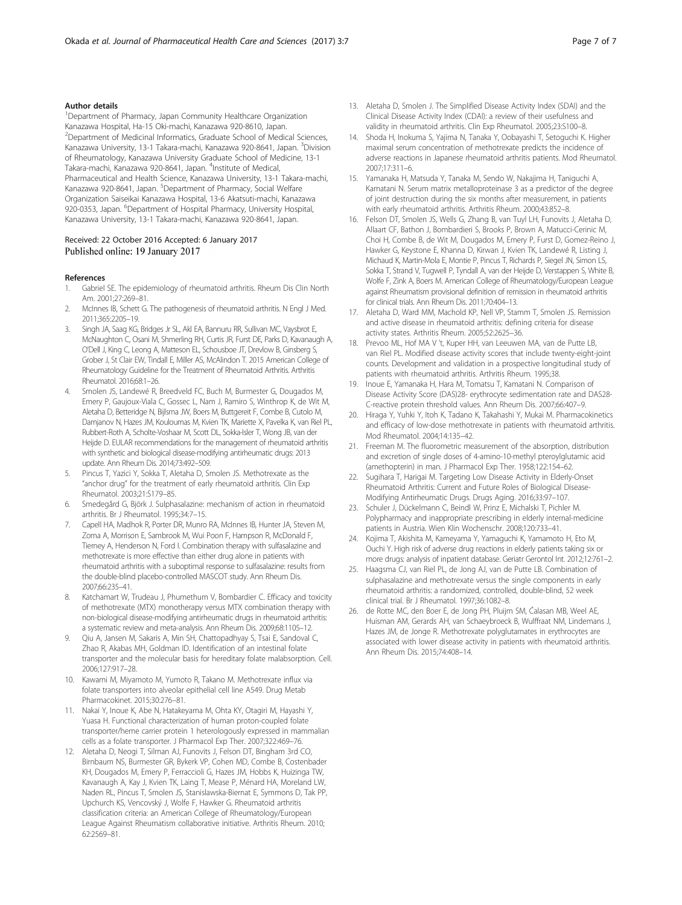#### Author details

[1]Department of Pharmacy, Japan Community Healthcare Organization Kanazawa Hospital, Ha-15 Oki-machi, Kanazawa 920-8610, Japan. [2]Department of Medicinal Informatics, Graduate School of Medical Sciences, Kanazawa University, 13-1 Takara-machi, Kanazawa 920-8641, Japan. [3]Division of Rheumatology, Kanazawa University Graduate School of Medicine, 13-1 Takara-machi, Kanazawa 920-8641, Japan. [4]Institute of Medical, Pharmaceutical and Health Science, Kanazawa University, 13-1 Takara-machi, Kanazawa 920-8641, Japan. [5]Department of Pharmacy, Social Welfare Organization Saiseikai Kanazawa Hospital, 13-6 Akatsuti-machi, Kanazawa 920-0353, Japan. [6]Department of Hospital Pharmacy, University Hospital, Kanazawa University, 13-1 Takara-machi, Kanazawa 920-8641, Japan.

Received: 22 October 2016 Accepted: 6 January 2017
Published online: 19 January 2017

#### References

1. Gabriel SE. The epidemiology of rheumatoid arthritis. Rheum Dis Clin North Am. 2001;27:269–81.
2. McInnes IB, Schett G. The pathogenesis of rheumatoid arthritis. N Engl J Med. 2011;365:2205–19.
3. Singh JA, Saag KG, Bridges Jr SL, Akl EA, Bannuru RR, Sullivan MC, Vaysbrot E, McNaughton C, Osani M, Shmerling RH, Curtis JR, Furst DE, Parks D, Kavanaugh A, O'Dell J, King C, Leong A, Matteson EL, Schousboe JT, Drevlow B, Ginsberg S, Grober J, St Clair EW, Tindall E, Miller AS, McAlindon T. 2015 American College of Rheumatology Guideline for the Treatment of Rheumatoid Arthritis. Arthritis Rheumatol. 2016;68:1–26.
4. Smolen JS, Landewé R, Breedveld FC, Buch M, Burmester G, Dougados M, Emery P, Gaujoux-Viala C, Gossec L, Nam J, Ramiro S, Winthrop K, de Wit M, Aletaha D, Betteridge N, Bijlsma JW, Boers M, Buttgereit F, Combe B, Cutolo M, Damjanov N, Hazes JM, Kouloumas M, Kvien TK, Mariette X, Pavelka K, van Riel PL, Rubbert-Roth A, Scholte-Voshaar M, Scott DL, Sokka-Isler T, Wong JB, van der Heijde D. EULAR recommendations for the management of rheumatoid arthritis with synthetic and biological disease-modifying antirheumatic drugs: 2013 update. Ann Rheum Dis. 2014;73:492–509.
5. Pincus T, Yazici Y, Sokka T, Aletaha D, Smolen JS. Methotrexate as the "anchor drug" for the treatment of early rheumatoid arthritis. Clin Exp Rheumatol. 2003;21:S179–85.
6. Smedegård G, Björk J. Sulphasalazine: mechanism of action in rheumatoid arthritis. Br J Rheumatol. 1995;34:7–15.
7. Capell HA, Madhok R, Porter DR, Munro RA, McInnes IB, Hunter JA, Steven M, Zoma A, Morrison E, Sambrook M, Wui Poon F, Hampson R, McDonald F, Tierney A, Henderson N, Ford I. Combination therapy with sulfasalazine and methotrexate is more effective than either drug alone in patients with rheumatoid arthritis with a suboptimal response to sulfasalazine: results from the double-blind placebo-controlled MASCOT study. Ann Rheum Dis. 2007;66:235–41.
8. Katchamart W, Trudeau J, Phumethum V, Bombardier C. Efficacy and toxicity of methotrexate (MTX) monotherapy versus MTX combination therapy with non-biological disease-modifying antirheumatic drugs in rheumatoid arthritis: a systematic review and meta-analysis. Ann Rheum Dis. 2009;68:1105–12.
9. Qiu A, Jansen M, Sakaris A, Min SH, Chattopadhyay S, Tsai E, Sandoval C, Zhao R, Akabas MH, Goldman ID. Identification of an intestinal folate transporter and the molecular basis for hereditary folate malabsorption. Cell. 2006;127:917–28.
10. Kawami M, Miyamoto M, Yumoto R, Takano M. Methotrexate influx via folate transporters into alveolar epithelial cell line A549. Drug Metab Pharmacokinet. 2015;30:276–81.
11. Nakai Y, Inoue K, Abe N, Hatakeyama M, Ohta KY, Otagiri M, Hayashi Y, Yuasa H. Functional characterization of human proton-coupled folate transporter/heme carrier protein 1 heterologously expressed in mammalian cells as a folate transporter. J Pharmacol Exp Ther. 2007;322:469–76.
12. Aletaha D, Neogi T, Silman AJ, Funovits J, Felson DT, Bingham 3rd CO, Birnbaum NS, Burmester GR, Bykerk VP, Cohen MD, Combe B, Costenbader KH, Dougados M, Emery P, Ferraccioli G, Hazes JM, Hobbs K, Huizinga TW, Kavanaugh A, Kay J, Kvien TK, Laing T, Mease P, Ménard HA, Moreland LW, Naden RL, Pincus T, Smolen JS, Stanislawska-Biernat E, Symmons D, Tak PP, Upchurch KS, Vencovský J, Wolfe F, Hawker G. Rheumatoid arthritis classification criteria: an American College of Rheumatology/European League Against Rheumatism collaborative initiative. Arthritis Rheum. 2010; 62:2569–81.
13. Aletaha D, Smolen J. The Simplified Disease Activity Index (SDAI) and the Clinical Disease Activity Index (CDAI): a review of their usefulness and validity in rheumatoid arthritis. Clin Exp Rheumatol. 2005;23:S100–8.
14. Shoda H, Inokuma S, Yajima N, Tanaka Y, Oobayashi T, Setoguchi K. Higher maximal serum concentration of methotrexate predicts the incidence of adverse reactions in Japanese rheumatoid arthritis patients. Mod Rheumatol. 2007;17:311–6.
15. Yamanaka H, Matsuda Y, Tanaka M, Sendo W, Nakajima H, Taniguchi A, Kamatani N. Serum matrix metalloproteinase 3 as a predictor of the degree of joint destruction during the six months after measurement, in patients with early rheumatoid arthritis. Arthritis Rheum. 2000;43:852–8.
16. Felson DT, Smolen JS, Wells G, Zhang B, van Tuyl LH, Funovits J, Aletaha D, Allaart CF, Bathon J, Bombardieri S, Brooks P, Brown A, Matucci-Cerinic M, Choi H, Combe B, de Wit M, Dougados M, Emery P, Furst D, Gomez-Reino J, Hawker G, Keystone E, Khanna D, Kirwan J, Kvien TK, Landewé R, Listing J, Michaud K, Martin-Mola E, Montie P, Pincus T, Richards P, Siegel JN, Simon LS, Sokka T, Strand V, Tugwell P, Tyndall A, van der Heijde D, Verstappen S, White B, Wolfe F, Zink A, Boers M. American College of Rheumatology/European League against Rheumatism provisional definition of remission in rheumatoid arthritis for clinical trials. Ann Rheum Dis. 2011;70:404–13.
17. Aletaha D, Ward MM, Machold KP, Nell VP, Stamm T, Smolen JS. Remission and active disease in rheumatoid arthritis: defining criteria for disease activity states. Arthritis Rheum. 2005;52:2625–36.
18. Prevoo ML, Hof MA V 't, Kuper HH, van Leeuwen MA, van de Putte LB, van Riel PL. Modified disease activity scores that include twenty-eight-joint counts. Development and validation in a prospective longitudinal study of patients with rheumatoid arthritis. Arthritis Rheum. 1995;38.
19. Inoue E, Yamanaka H, Hara M, Tomatsu T, Kamatani N. Comparison of Disease Activity Score (DAS)28- erythrocyte sedimentation rate and DAS28-C-reactive protein threshold values. Ann Rheum Dis. 2007;66:407–9.
20. Hiraga Y, Yuhki Y, Itoh K, Tadano K, Takahashi Y, Mukai M. Pharmacokinetics and efficacy of low-dose methotrexate in patients with rheumatoid arthritis. Mod Rheumatol. 2004;14:135–42.
21. Freeman M. The fluorometric measurement of the absorption, distribution and excretion of single doses of 4-amino-10-methyl pteroylglutamic acid (amethopterin) in man. J Pharmacol Exp Ther. 1958;122:154–62.
22. Sugihara T, Harigai M. Targeting Low Disease Activity in Elderly-Onset Rheumatoid Arthritis: Current and Future Roles of Biological Disease-Modifying Antirheumatic Drugs. Drugs Aging. 2016;33:97–107.
23. Schuler J, Dückelmann C, Beindl W, Prinz E, Michalski T, Pichler M. Polypharmacy and inappropriate prescribing in elderly internal-medicine patients in Austria. Wien Klin Wochenschr. 2008;120:733–41.
24. Kojima T, Akishita M, Kameyama Y, Yamaguchi K, Yamamoto H, Eto M, Ouchi Y. High risk of adverse drug reactions in elderly patients taking six or more drugs: analysis of inpatient database. Geriatr Gerontol Int. 2012;12:761–2.
25. Haagsma CJ, van Riel PL, de Jong AJ, van de Putte LB. Combination of sulphasalazine and methotrexate versus the single components in early rheumatoid arthritis: a randomized, controlled, double-blind, 52 week clinical trial. Br J Rheumatol. 1997;36:1082–8.
26. de Rotte MC, den Boer E, de Jong PH, Pluijm SM, Ćalasan MB, Weel AE, Huisman AM, Gerards AH, van Schaeybroeck B, Wulffraat NM, Lindemans J, Hazes JM, de Jonge R. Methotrexate polyglutamates in erythrocytes are associated with lower disease activity in patients with rheumatoid arthritis. Ann Rheum Dis. 2015;74:408–14.